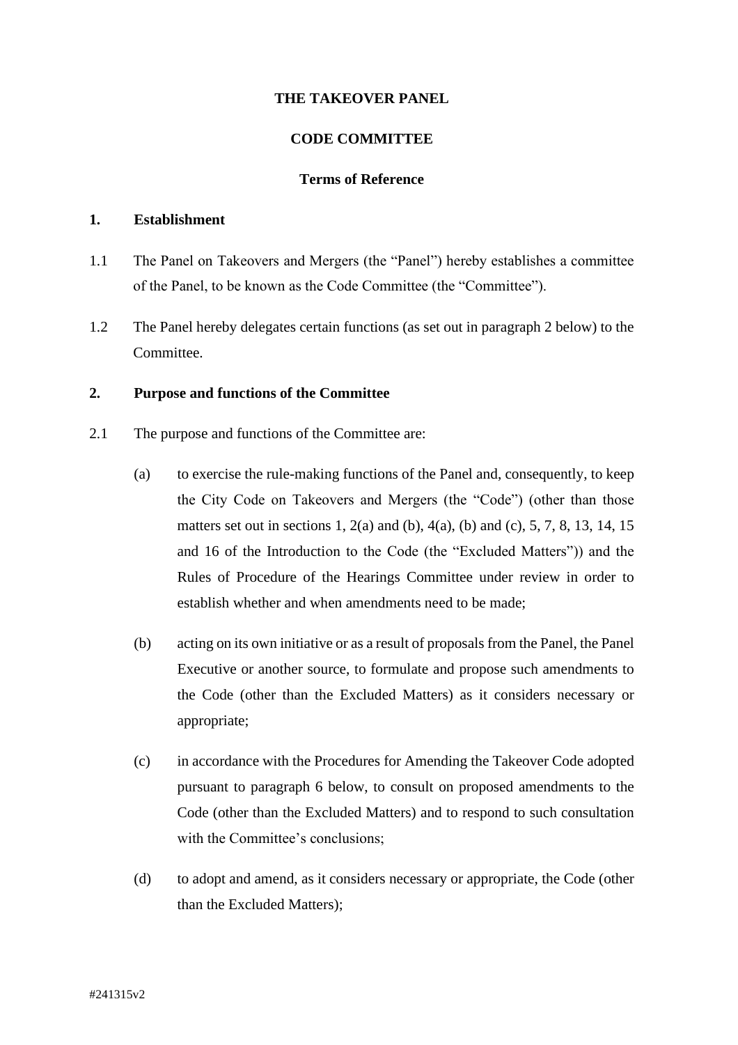**THE TAKEOVER PANEL**

**CODE COMMITTEE**

**Terms of Reference**

**1. Establishment**

1.1 The Panel on Takeovers and Mergers (the "Panel") hereby establishes a committee of the Panel, to be known as the Code Committee (the "Committee").

1.2 The Panel hereby delegates certain functions (as set out in paragraph 2 below) to the Committee.

**2. Purpose and functions of the Committee**

2.1 The purpose and functions of the Committee are:

(a) to exercise the rule-making functions of the Panel and, consequently, to keep the City Code on Takeovers and Mergers (the "Code") (other than those matters set out in sections 1, 2(a) and (b), 4(a), (b) and (c), 5, 7, 8, 13, 14, 15 and 16 of the Introduction to the Code (the "Excluded Matters")) and the Rules of Procedure of the Hearings Committee under review in order to establish whether and when amendments need to be made;

(b) acting on its own initiative or as a result of proposals from the Panel, the Panel Executive or another source, to formulate and propose such amendments to the Code (other than the Excluded Matters) as it considers necessary or appropriate;

(c) in accordance with the Procedures for Amending the Takeover Code adopted pursuant to paragraph 6 below, to consult on proposed amendments to the Code (other than the Excluded Matters) and to respond to such consultation with the Committee's conclusions;

(d) to adopt and amend, as it considers necessary or appropriate, the Code (other than the Excluded Matters);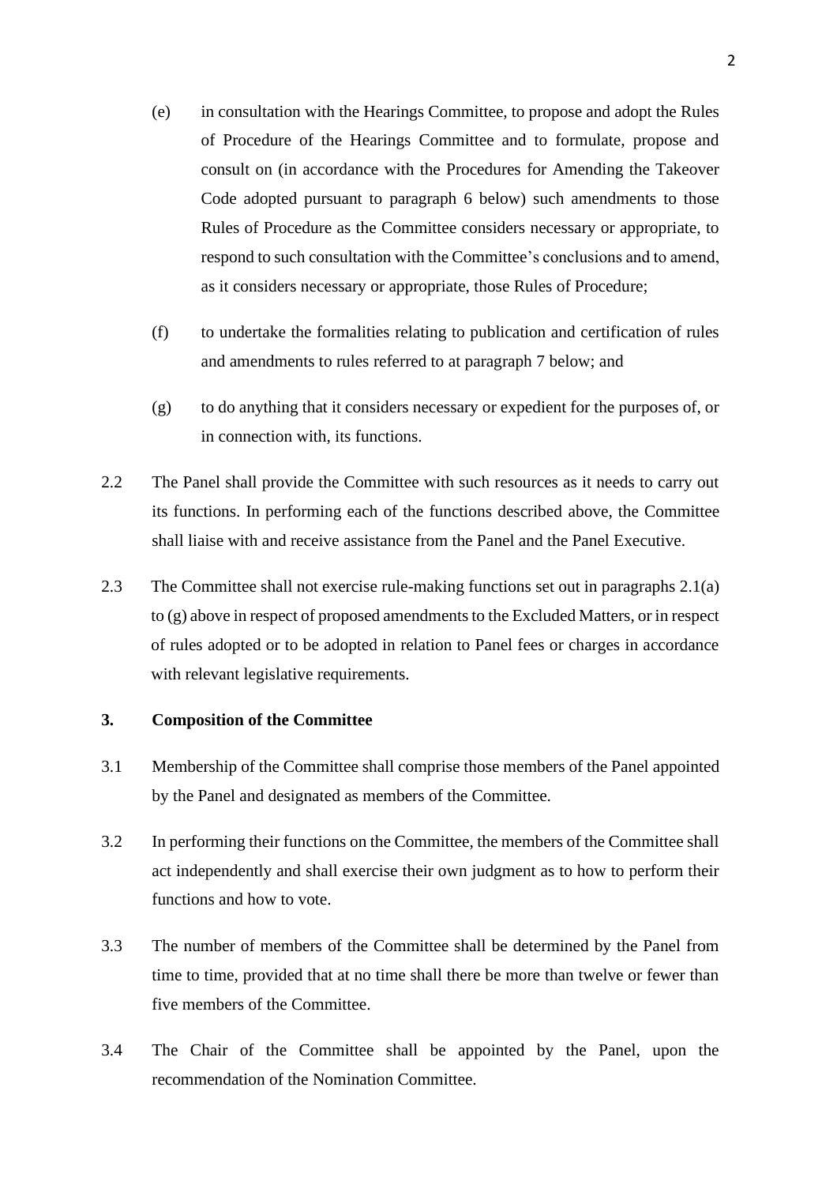(e) in consultation with the Hearings Committee, to propose and adopt the Rules of Procedure of the Hearings Committee and to formulate, propose and consult on (in accordance with the Procedures for Amending the Takeover Code adopted pursuant to paragraph 6 below) such amendments to those Rules of Procedure as the Committee considers necessary or appropriate, to respond to such consultation with the Committee's conclusions and to amend, as it considers necessary or appropriate, those Rules of Procedure;

(f) to undertake the formalities relating to publication and certification of rules and amendments to rules referred to at paragraph 7 below; and

(g) to do anything that it considers necessary or expedient for the purposes of, or in connection with, its functions.

2.2 The Panel shall provide the Committee with such resources as it needs to carry out its functions. In performing each of the functions described above, the Committee shall liaise with and receive assistance from the Panel and the Panel Executive.

2.3 The Committee shall not exercise rule-making functions set out in paragraphs 2.1(a) to (g) above in respect of proposed amendments to the Excluded Matters, or in respect of rules adopted or to be adopted in relation to Panel fees or charges in accordance with relevant legislative requirements.

## 3. Composition of the Committee

3.1 Membership of the Committee shall comprise those members of the Panel appointed by the Panel and designated as members of the Committee.

3.2 In performing their functions on the Committee, the members of the Committee shall act independently and shall exercise their own judgment as to how to perform their functions and how to vote.

3.3 The number of members of the Committee shall be determined by the Panel from time to time, provided that at no time shall there be more than twelve or fewer than five members of the Committee.

3.4 The Chair of the Committee shall be appointed by the Panel, upon the recommendation of the Nomination Committee.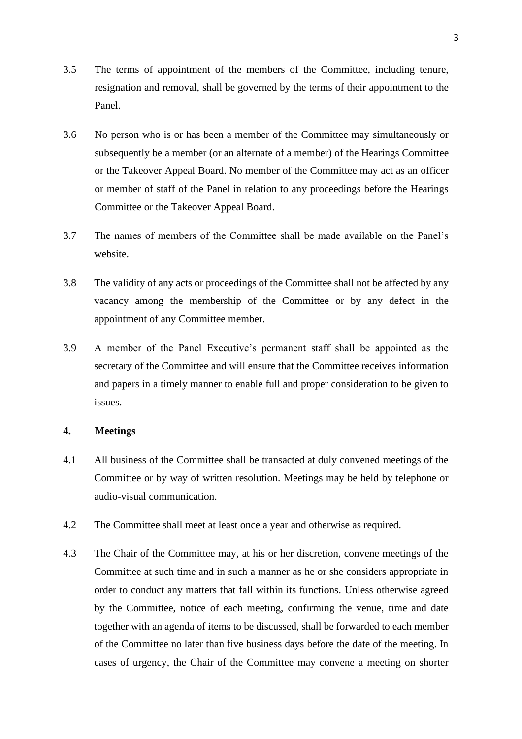3.5 The terms of appointment of the members of the Committee, including tenure, resignation and removal, shall be governed by the terms of their appointment to the Panel.

3.6 No person who is or has been a member of the Committee may simultaneously or subsequently be a member (or an alternate of a member) of the Hearings Committee or the Takeover Appeal Board. No member of the Committee may act as an officer or member of staff of the Panel in relation to any proceedings before the Hearings Committee or the Takeover Appeal Board.

3.7 The names of members of the Committee shall be made available on the Panel's website.

3.8 The validity of any acts or proceedings of the Committee shall not be affected by any vacancy among the membership of the Committee or by any defect in the appointment of any Committee member.

3.9 A member of the Panel Executive's permanent staff shall be appointed as the secretary of the Committee and will ensure that the Committee receives information and papers in a timely manner to enable full and proper consideration to be given to issues.

## 4. Meetings

4.1 All business of the Committee shall be transacted at duly convened meetings of the Committee or by way of written resolution. Meetings may be held by telephone or audio-visual communication.

4.2 The Committee shall meet at least once a year and otherwise as required.

4.3 The Chair of the Committee may, at his or her discretion, convene meetings of the Committee at such time and in such a manner as he or she considers appropriate in order to conduct any matters that fall within its functions. Unless otherwise agreed by the Committee, notice of each meeting, confirming the venue, time and date together with an agenda of items to be discussed, shall be forwarded to each member of the Committee no later than five business days before the date of the meeting. In cases of urgency, the Chair of the Committee may convene a meeting on shorter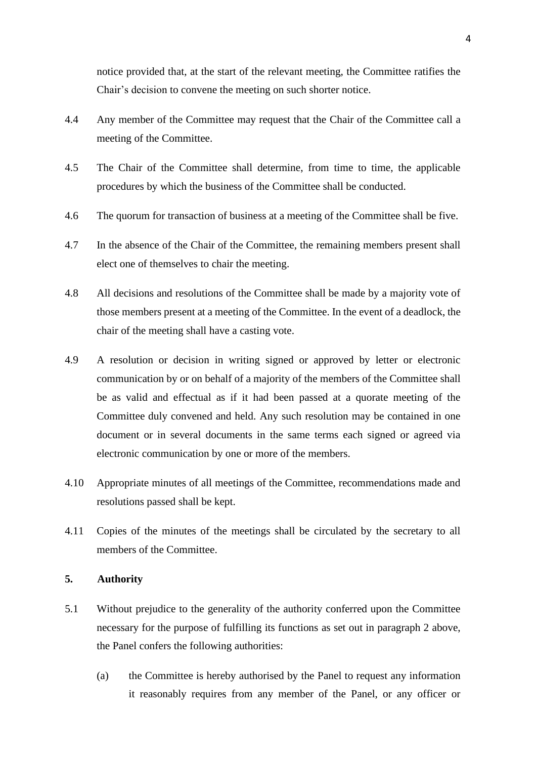notice provided that, at the start of the relevant meeting, the Committee ratifies the Chair's decision to convene the meeting on such shorter notice.

4.4 Any member of the Committee may request that the Chair of the Committee call a meeting of the Committee.

4.5 The Chair of the Committee shall determine, from time to time, the applicable procedures by which the business of the Committee shall be conducted.

4.6 The quorum for transaction of business at a meeting of the Committee shall be five.

4.7 In the absence of the Chair of the Committee, the remaining members present shall elect one of themselves to chair the meeting.

4.8 All decisions and resolutions of the Committee shall be made by a majority vote of those members present at a meeting of the Committee. In the event of a deadlock, the chair of the meeting shall have a casting vote.

4.9 A resolution or decision in writing signed or approved by letter or electronic communication by or on behalf of a majority of the members of the Committee shall be as valid and effectual as if it had been passed at a quorate meeting of the Committee duly convened and held. Any such resolution may be contained in one document or in several documents in the same terms each signed or agreed via electronic communication by one or more of the members.

4.10 Appropriate minutes of all meetings of the Committee, recommendations made and resolutions passed shall be kept.

4.11 Copies of the minutes of the meetings shall be circulated by the secretary to all members of the Committee.

## 5. Authority

5.1 Without prejudice to the generality of the authority conferred upon the Committee necessary for the purpose of fulfilling its functions as set out in paragraph 2 above, the Panel confers the following authorities:

(a) the Committee is hereby authorised by the Panel to request any information it reasonably requires from any member of the Panel, or any officer or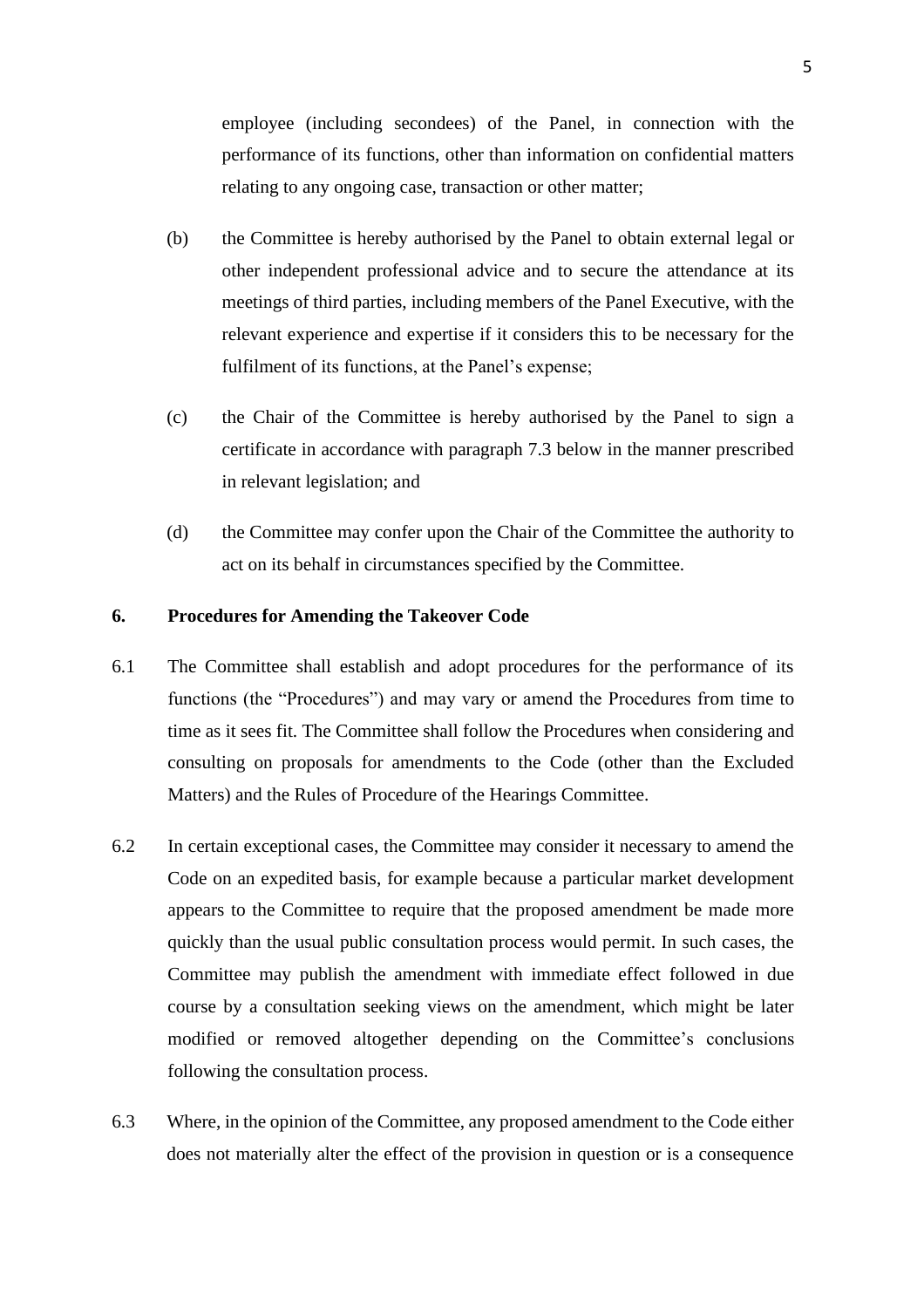employee (including secondees) of the Panel, in connection with the performance of its functions, other than information on confidential matters relating to any ongoing case, transaction or other matter;

(b) the Committee is hereby authorised by the Panel to obtain external legal or other independent professional advice and to secure the attendance at its meetings of third parties, including members of the Panel Executive, with the relevant experience and expertise if it considers this to be necessary for the fulfilment of its functions, at the Panel's expense;

(c) the Chair of the Committee is hereby authorised by the Panel to sign a certificate in accordance with paragraph 7.3 below in the manner prescribed in relevant legislation; and

(d) the Committee may confer upon the Chair of the Committee the authority to act on its behalf in circumstances specified by the Committee.

## 6. Procedures for Amending the Takeover Code

6.1 The Committee shall establish and adopt procedures for the performance of its functions (the "Procedures") and may vary or amend the Procedures from time to time as it sees fit. The Committee shall follow the Procedures when considering and consulting on proposals for amendments to the Code (other than the Excluded Matters) and the Rules of Procedure of the Hearings Committee.

6.2 In certain exceptional cases, the Committee may consider it necessary to amend the Code on an expedited basis, for example because a particular market development appears to the Committee to require that the proposed amendment be made more quickly than the usual public consultation process would permit. In such cases, the Committee may publish the amendment with immediate effect followed in due course by a consultation seeking views on the amendment, which might be later modified or removed altogether depending on the Committee's conclusions following the consultation process.

6.3 Where, in the opinion of the Committee, any proposed amendment to the Code either does not materially alter the effect of the provision in question or is a consequence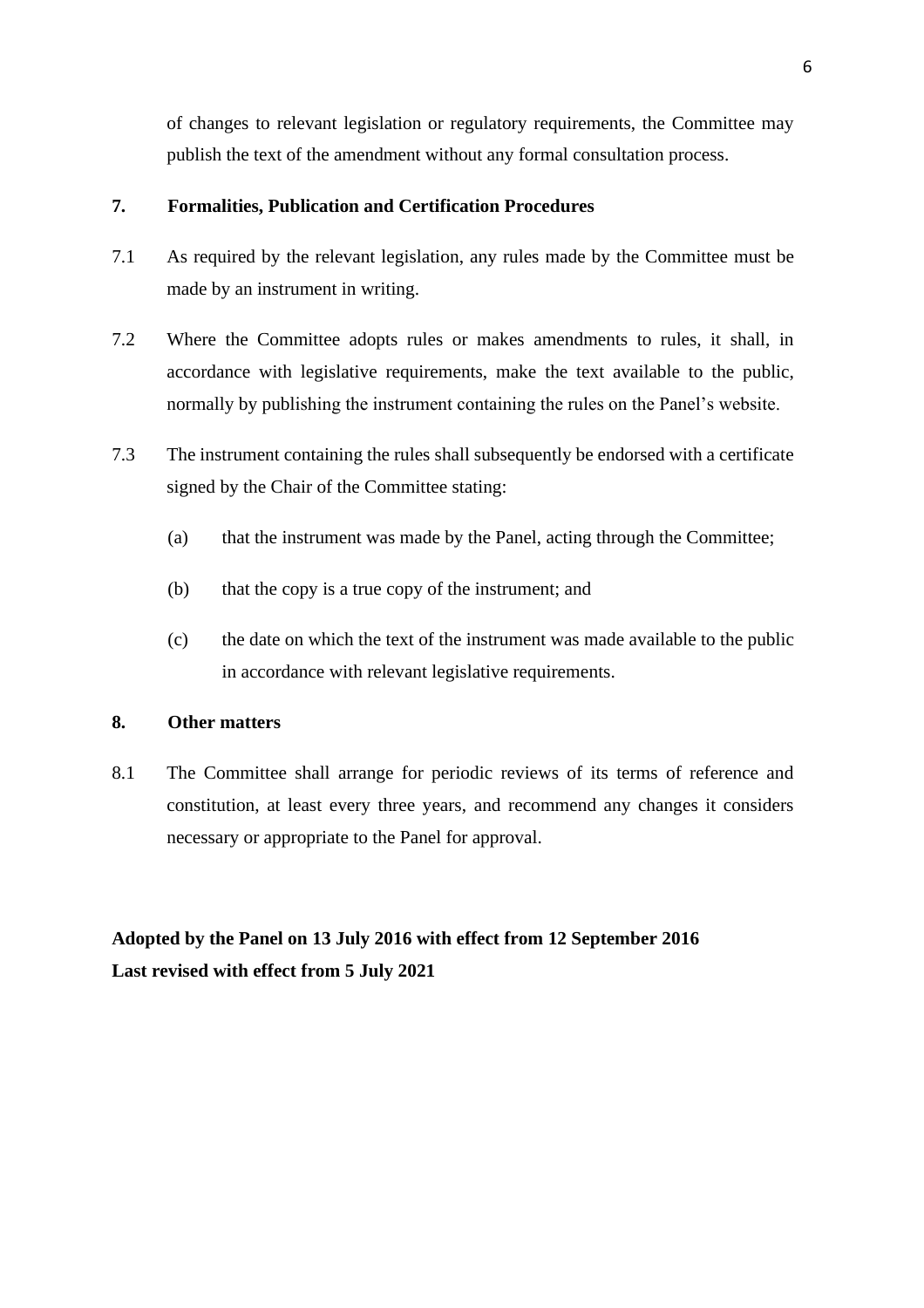of changes to relevant legislation or regulatory requirements, the Committee may publish the text of the amendment without any formal consultation process.

## 7. Formalities, Publication and Certification Procedures

7.1 As required by the relevant legislation, any rules made by the Committee must be made by an instrument in writing.

7.2 Where the Committee adopts rules or makes amendments to rules, it shall, in accordance with legislative requirements, make the text available to the public, normally by publishing the instrument containing the rules on the Panel's website.

7.3 The instrument containing the rules shall subsequently be endorsed with a certificate signed by the Chair of the Committee stating:

(a) that the instrument was made by the Panel, acting through the Committee;

(b) that the copy is a true copy of the instrument; and

(c) the date on which the text of the instrument was made available to the public in accordance with relevant legislative requirements.

## 8. Other matters

8.1 The Committee shall arrange for periodic reviews of its terms of reference and constitution, at least every three years, and recommend any changes it considers necessary or appropriate to the Panel for approval.

**Adopted by the Panel on 13 July 2016 with effect from 12 September 2016**
**Last revised with effect from 5 July 2021**